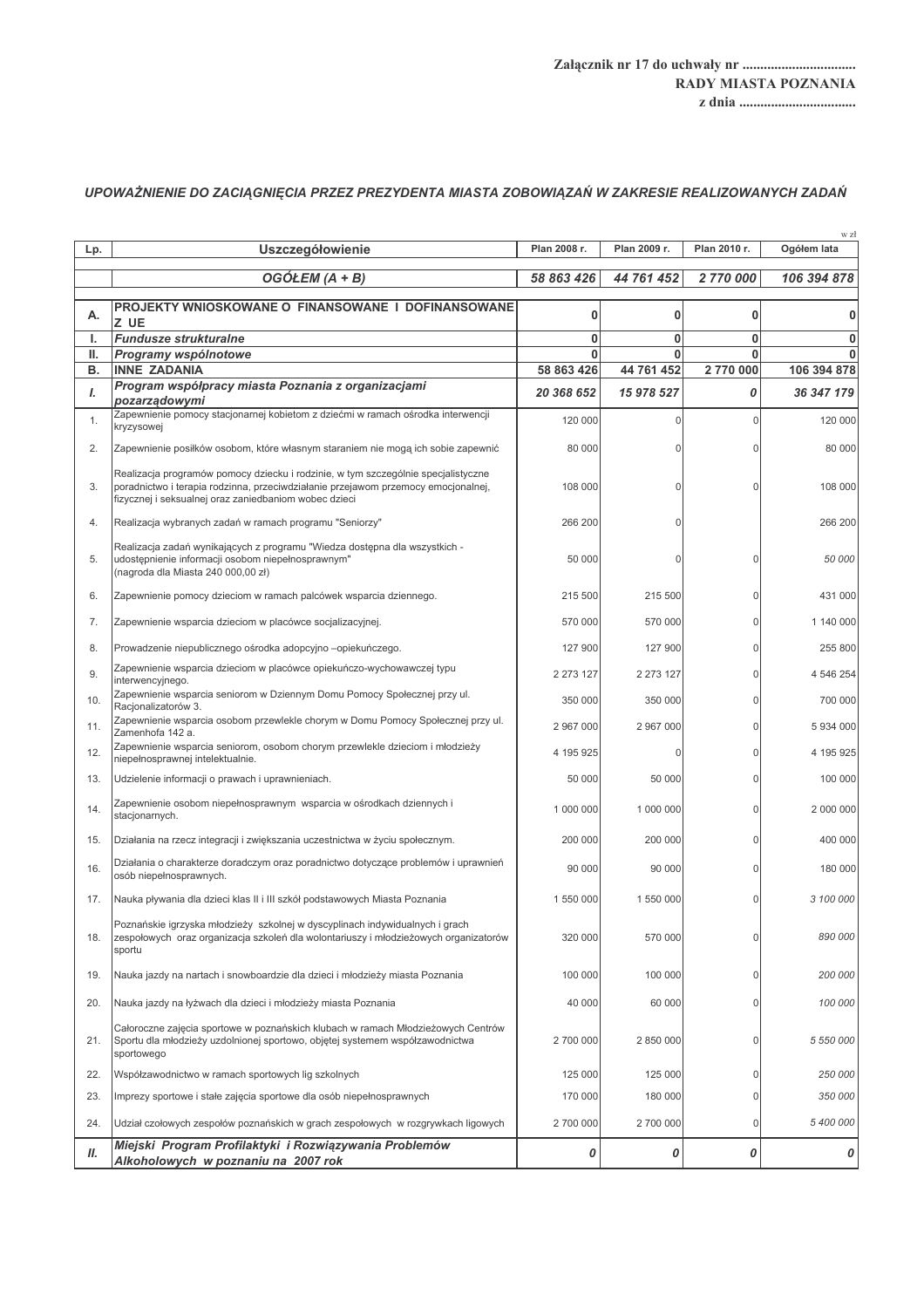**Załącznik nr 17 do uchwały nr ...............................**
**RADY MIASTA POZNANIA**
**z dnia ................................**

## *UPOWAŻNIENIE DO ZACIĄGNIĘCIA PRZEZ PREZYDENTA MIASTA ZOBOWIĄZAŃ W ZAKRESIE REALIZOWANYCH ZADAŃ*

w zł

| Lp. | Uszczegółowienie | Plan 2008 r. | Plan 2009 r. | Plan 2010 r. | Ogółem lata |
|---|---|---|---|---|---|
| | ***OGÓŁEM (A + B)*** | ***58 863 426*** | ***44 761 452*** | ***2 770 000*** | ***106 394 878*** |
| **A.** | **PROJEKTY WNIOSKOWANE O FINANSOWANE I DOFINANSOWANE Z UE** | **0** | **0** | **0** | **0** |
| **I.** | ***Fundusze strukturalne*** | **0** | **0** | **0** | **0** |
| **II.** | ***Programy wspólnotowe*** | **0** | **0** | **0** | **0** |
| **B.** | **INNE ZADANIA** | **58 863 426** | **44 761 452** | **2 770 000** | **106 394 878** |
| ***I.*** | ***Program współpracy miasta Poznania z organizacjami pozarządowymi*** | ***20 368 652*** | ***15 978 527*** | ***0*** | ***36 347 179*** |
| 1. | Zapewnienie pomocy stacjonarnej kobietom z dziećmi w ramach ośrodka interwencji kryzysowej | 120 000 | 0 | 0 | 120 000 |
| 2. | Zapewnienie posiłków osobom, które własnym staraniem nie mogą ich sobie zapewnić | 80 000 | 0 | 0 | 80 000 |
| 3. | Realizacja programów pomocy dziecku i rodzinie, w tym szczególnie specjalistyczne poradnictwo i terapia rodzinna, przeciwdziałanie przejawom przemocy emocjonalnej, fizycznej i seksualnej oraz zaniedbaniom wobec dzieci | 108 000 | 0 | 0 | 108 000 |
| 4. | Realizacja wybranych zadań w ramach programu "Seniorzy" | 266 200 | 0 | | 266 200 |
| 5. | Realizacja zadań wynikających z programu "Wiedza dostępna dla wszystkich - udostępnienie informacji osobom niepełnosprawnym" (nagroda dla Miasta 240 000,00 zł) | 50 000 | 0 | 0 | *50 000* |
| 6. | Zapewnienie pomocy dzieciom w ramach palcówek wsparcia dziennego. | 215 500 | 215 500 | 0 | 431 000 |
| 7. | Zapewnienie wsparcia dzieciom w placówce socjalizacyjnej. | 570 000 | 570 000 | 0 | 1 140 000 |
| 8. | Prowadzenie niepublicznego ośrodka adopcyjno –opiekuńczego. | 127 900 | 127 900 | 0 | 255 800 |
| 9. | Zapewnienie wsparcia dzieciom w placówce opiekuńczo-wychowawczej typu interwencyjnego. | 2 273 127 | 2 273 127 | 0 | 4 546 254 |
| 10. | Zapewnienie wsparcia seniorom w Dziennym Domu Pomocy Społecznej przy ul. Racjonalizatorów 3. | 350 000 | 350 000 | 0 | 700 000 |
| 11. | Zapewnienie wsparcia osobom przewlekle chorym w Domu Pomocy Społecznej przy ul. Zamenhofa 142 a. | 2 967 000 | 2 967 000 | 0 | 5 934 000 |
| 12. | Zapewnienie wsparcia seniorom, osobom chorym przewlekle dzieciom i młodzieży niepełnosprawnej intelektualnie. | 4 195 925 | 0 | 0 | 4 195 925 |
| 13. | Udzielenie informacji o prawach i uprawnieniach. | 50 000 | 50 000 | 0 | 100 000 |
| 14. | Zapewnienie osobom niepełnosprawnym wsparcia w ośrodkach dziennych i stacjonarnych. | 1 000 000 | 1 000 000 | 0 | 2 000 000 |
| 15. | Działania na rzecz integracji i zwiększania uczestnictwa w życiu społecznym. | 200 000 | 200 000 | 0 | 400 000 |
| 16. | Działania o charakterze doradczym oraz poradnictwo dotyczące problemów i uprawnień osób niepełnosprawnych. | 90 000 | 90 000 | 0 | 180 000 |
| 17. | Nauka pływania dla dzieci klas II i III szkół podstawowych Miasta Poznania | 1 550 000 | 1 550 000 | 0 | *3 100 000* |
| 18. | Poznańskie igrzyska młodzieży szkolnej w dyscyplinach indywidualnych i grach zespołowych oraz organizacja szkoleń dla wolontariuszy i młodzieżowych organizatorów sportu | 320 000 | 570 000 | 0 | *890 000* |
| 19. | Nauka jazdy na nartach i snowboardzie dla dzieci i młodzieży miasta Poznania | 100 000 | 100 000 | 0 | *200 000* |
| 20. | Nauka jazdy na łyżwach dla dzieci i młodzieży miasta Poznania | 40 000 | 60 000 | 0 | *100 000* |
| 21. | Całoroczne zajęcia sportowe w poznańskich klubach w ramach Młodzieżowych Centrów Sportu dla młodzieży uzdolnionej sportowo, objętej systemem współzawodnictwa sportowego | 2 700 000 | 2 850 000 | 0 | *5 550 000* |
| 22. | Współzawodnictwo w ramach sportowych lig szkolnych | 125 000 | 125 000 | 0 | *250 000* |
| 23. | Imprezy sportowe i stałe zajęcia sportowe dla osób niepełnosprawnych | 170 000 | 180 000 | 0 | *350 000* |
| 24. | Udział czołowych zespołów poznańskich w grach zespołowych w rozgrywkach ligowych | 2 700 000 | 2 700 000 | 0 | *5 400 000* |
| ***II.*** | ***Miejski Program Profilaktyki i Rozwiązywania Problemów Alkoholowych w poznaniu na 2007 rok*** | ***0*** | ***0*** | ***0*** | ***0*** |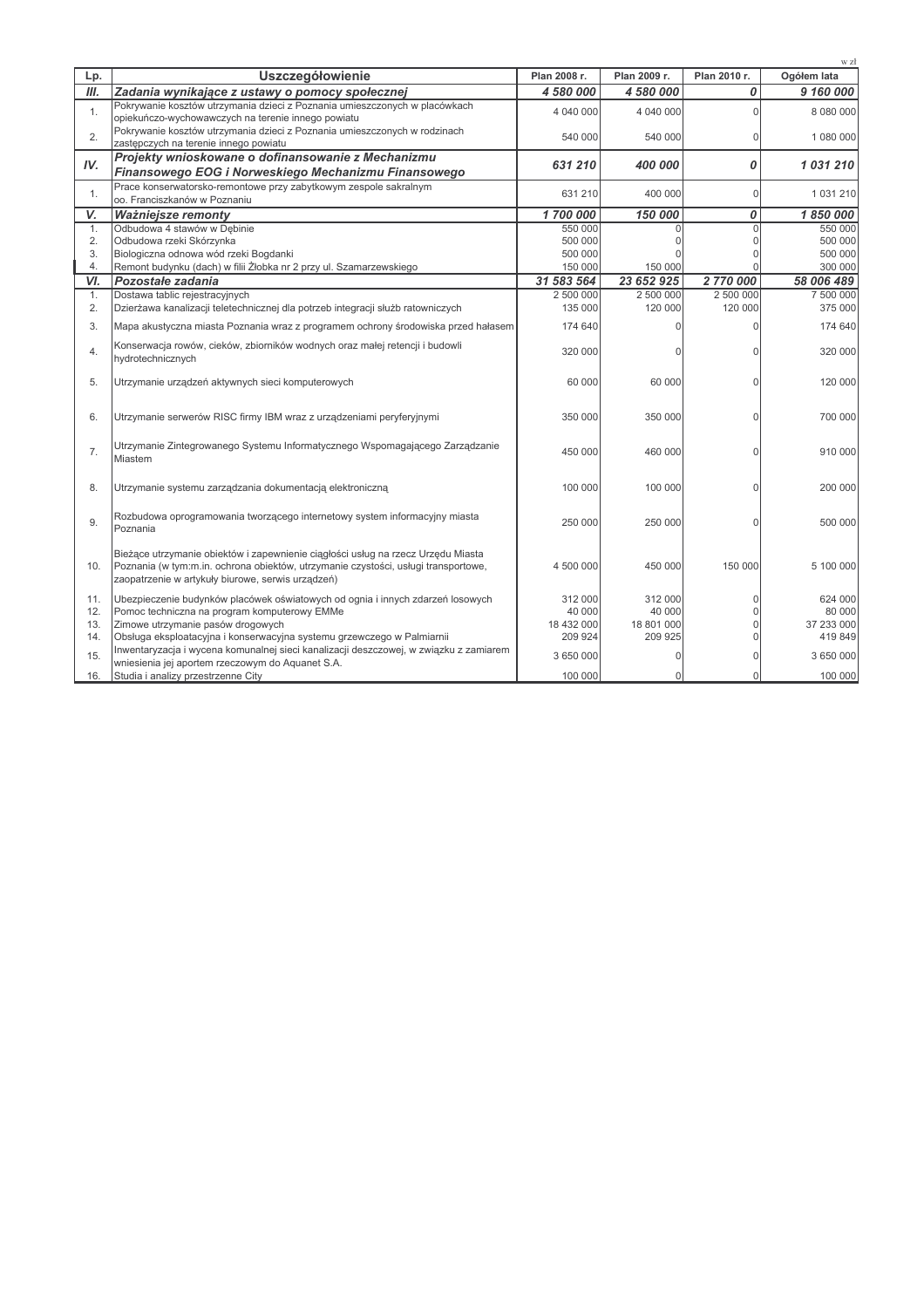w zł

| Lp. | Uszczegółowienie | Plan 2008 r. | Plan 2009 r. | Plan 2010 r. | Ogółem lata |
|---|---|---|---|---|---|
| ***III.*** | ***Zadania wynikające z ustawy o pomocy społecznej*** | ***4 580 000*** | ***4 580 000*** | ***0*** | ***9 160 000*** |
| 1. | Pokrywanie kosztów utrzymania dzieci z Poznania umieszczonych w placówkach opiekuńczo-wychowawczych na terenie innego powiatu | 4 040 000 | 4 040 000 | 0 | 8 080 000 |
| 2. | Pokrywanie kosztów utrzymania dzieci z Poznania umieszczonych w rodzinach zastępczych na terenie innego powiatu | 540 000 | 540 000 | 0 | 1 080 000 |
| ***IV.*** | ***Projekty wnioskowane o dofinansowanie z Mechanizmu Finansowego EOG i Norweskiego Mechanizmu Finansowego*** | ***631 210*** | ***400 000*** | ***0*** | ***1 031 210*** |
| 1. | Prace konserwatorsko-remontowe przy zabytkowym zespole sakralnym oo. Franciszkanów w Poznaniu | 631 210 | 400 000 | 0 | 1 031 210 |
| ***V.*** | ***Ważniejsze remonty*** | ***1 700 000*** | ***150 000*** | ***0*** | ***1 850 000*** |
| 1. | Odbudowa 4 stawów w Dębinie | 550 000 | 0 | 0 | 550 000 |
| 2. | Odbudowa rzeki Skórzynka | 500 000 | 0 | 0 | 500 000 |
| 3. | Biologiczna odnowa wód rzeki Bogdanki | 500 000 | 0 | 0 | 500 000 |
| 4. | Remont budynku (dach) w filii Żłobka nr 2 przy ul. Szamarzewskiego | 150 000 | 150 000 | 0 | 300 000 |
| ***VI.*** | ***Pozostałe zadania*** | ***31 583 564*** | ***23 652 925*** | ***2 770 000*** | ***58 006 489*** |
| 1. | Dostawa tablic rejestracyjnych | 2 500 000 | 2 500 000 | 2 500 000 | 7 500 000 |
| 2. | Dzierżawa kanalizacji teletechnicznej dla potrzeb integracji służb ratowniczych | 135 000 | 120 000 | 120 000 | 375 000 |
| 3. | Mapa akustyczna miasta Poznania wraz z programem ochrony środowiska przed hałasem | 174 640 | 0 | 0 | 174 640 |
| 4. | Konserwacja rowów, cieków, zbiorników wodnych oraz małej retencji i budowli hydrotechnicznych | 320 000 | 0 | 0 | 320 000 |
| 5. | Utrzymanie urządzeń aktywnych sieci komputerowych | 60 000 | 60 000 | 0 | 120 000 |
| 6. | Utrzymanie serwerów RISC firmy IBM wraz z urządzeniami peryferyjnymi | 350 000 | 350 000 | 0 | 700 000 |
| 7. | Utrzymanie Zintegrowanego Systemu Informatycznego Wspomagającego Zarządzanie Miastem | 450 000 | 460 000 | 0 | 910 000 |
| 8. | Utrzymanie systemu zarządzania dokumentacją elektroniczną | 100 000 | 100 000 | 0 | 200 000 |
| 9. | Rozbudowa oprogramowania tworzącego internetowy system informacyjny miasta Poznania | 250 000 | 250 000 | 0 | 500 000 |
| 10. | Bieżące utrzymanie obiektów i zapewnienie ciągłości usług na rzecz Urzędu Miasta Poznania (w tym:m.in. ochrona obiektów, utrzymanie czystości, usługi transportowe, zaopatrzenie w artykuły biurowe, serwis urządzeń) | 4 500 000 | 450 000 | 150 000 | 5 100 000 |
| 11. | Ubezpieczenie budynków placówek oświatowych od ognia i innych zdarzeń losowych | 312 000 | 312 000 | 0 | 624 000 |
| 12. | Pomoc techniczna na program komputerowy EMMe | 40 000 | 40 000 | 0 | 80 000 |
| 13. | Zimowe utrzymanie pasów drogowych | 18 432 000 | 18 801 000 | 0 | 37 233 000 |
| 14. | Obsługa eksploatacyjna i konserwacyjna systemu grzewczego w Palmiarnii | 209 924 | 209 925 | 0 | 419 849 |
| 15. | Inwentaryzacja i wycena komunalnej sieci kanalizacji deszczowej, w związku z zamiarem wniesienia jej aportem rzeczowym do Aquanet S.A. | 3 650 000 | 0 | 0 | 3 650 000 |
| 16. | Studia i analizy przestrzenne City | 100 000 | 0 | 0 | 100 000 |